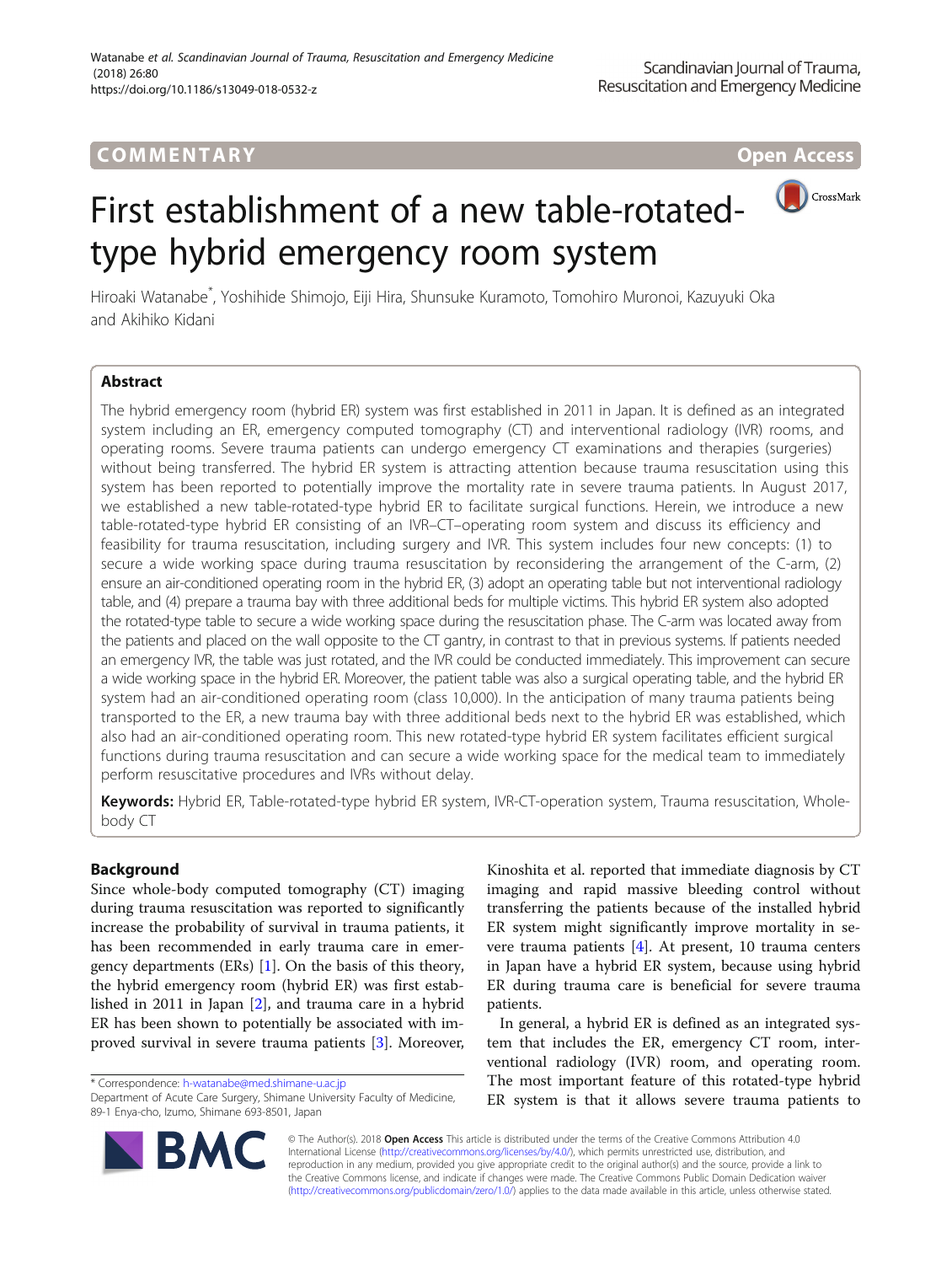COMMENTARY

Open Access

# First establishment of a new table-rotated-type hybrid emergency room system

Hiroaki Watanabe*, Yoshihide Shimojo, Eiji Hira, Shunsuke Kuramoto, Tomohiro Muronoi, Kazuyuki Oka and Akihiko Kidani

## Abstract

The hybrid emergency room (hybrid ER) system was first established in 2011 in Japan. It is defined as an integrated system including an ER, emergency computed tomography (CT) and interventional radiology (IVR) rooms, and operating rooms. Severe trauma patients can undergo emergency CT examinations and therapies (surgeries) without being transferred. The hybrid ER system is attracting attention because trauma resuscitation using this system has been reported to potentially improve the mortality rate in severe trauma patients. In August 2017, we established a new table-rotated-type hybrid ER to facilitate surgical functions. Herein, we introduce a new table-rotated-type hybrid ER consisting of an IVR–CT–operating room system and discuss its efficiency and feasibility for trauma resuscitation, including surgery and IVR. This system includes four new concepts: (1) to secure a wide working space during trauma resuscitation by reconsidering the arrangement of the C-arm, (2) ensure an air-conditioned operating room in the hybrid ER, (3) adopt an operating table but not interventional radiology table, and (4) prepare a trauma bay with three additional beds for multiple victims. This hybrid ER system also adopted the rotated-type table to secure a wide working space during the resuscitation phase. The C-arm was located away from the patients and placed on the wall opposite to the CT gantry, in contrast to that in previous systems. If patients needed an emergency IVR, the table was just rotated, and the IVR could be conducted immediately. This improvement can secure a wide working space in the hybrid ER. Moreover, the patient table was also a surgical operating table, and the hybrid ER system had an air-conditioned operating room (class 10,000). In the anticipation of many trauma patients being transported to the ER, a new trauma bay with three additional beds next to the hybrid ER was established, which also had an air-conditioned operating room. This new rotated-type hybrid ER system facilitates efficient surgical functions during trauma resuscitation and can secure a wide working space for the medical team to immediately perform resuscitative procedures and IVRs without delay.

**Keywords:** Hybrid ER, Table-rotated-type hybrid ER system, IVR-CT-operation system, Trauma resuscitation, Whole-body CT

## Background

Since whole-body computed tomography (CT) imaging during trauma resuscitation was reported to significantly increase the probability of survival in trauma patients, it has been recommended in early trauma care in emergency departments (ERs) [1]. On the basis of this theory, the hybrid emergency room (hybrid ER) was first established in 2011 in Japan [2], and trauma care in a hybrid ER has been shown to potentially be associated with improved survival in severe trauma patients [3]. Moreover, Kinoshita et al. reported that immediate diagnosis by CT imaging and rapid massive bleeding control without transferring the patients because of the installed hybrid ER system might significantly improve mortality in severe trauma patients [4]. At present, 10 trauma centers in Japan have a hybrid ER system, because using hybrid ER during trauma care is beneficial for severe trauma patients.

In general, a hybrid ER is defined as an integrated system that includes the ER, emergency CT room, interventional radiology (IVR) room, and operating room. The most important feature of this rotated-type hybrid ER system is that it allows severe trauma patients to

---

* Correspondence: h-watanabe@med.shimane-u.ac.jp
Department of Acute Care Surgery, Shimane University Faculty of Medicine, 89-1 Enya-cho, Izumo, Shimane 693-8501, Japan

© The Author(s). 2018 **Open Access** This article is distributed under the terms of the Creative Commons Attribution 4.0 International License (http://creativecommons.org/licenses/by/4.0/), which permits unrestricted use, distribution, and reproduction in any medium, provided you give appropriate credit to the original author(s) and the source, provide a link to the Creative Commons license, and indicate if changes were made. The Creative Commons Public Domain Dedication waiver (http://creativecommons.org/publicdomain/zero/1.0/) applies to the data made available in this article, unless otherwise stated.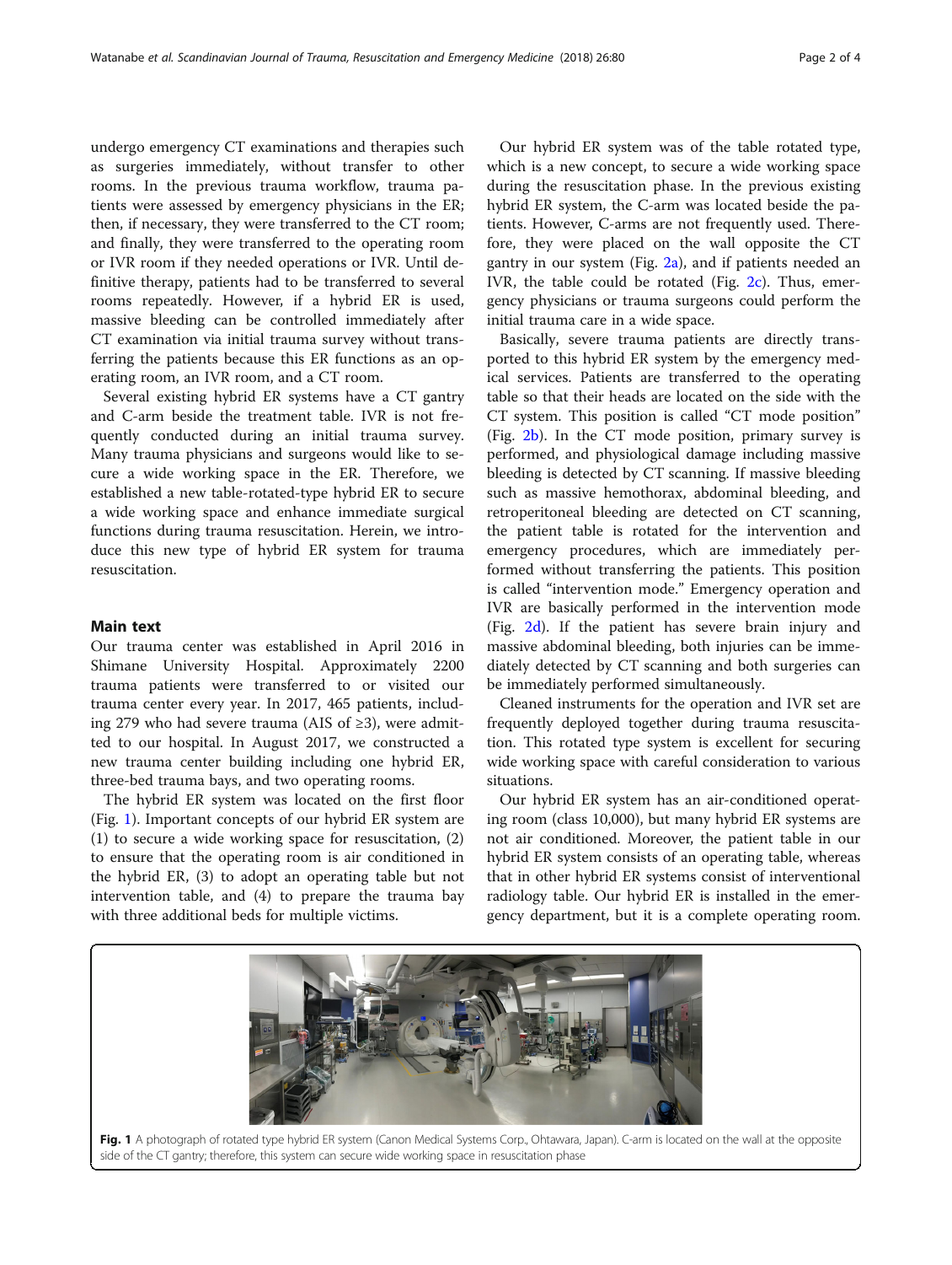undergo emergency CT examinations and therapies such as surgeries immediately, without transfer to other rooms. In the previous trauma workflow, trauma patients were assessed by emergency physicians in the ER; then, if necessary, they were transferred to the CT room; and finally, they were transferred to the operating room or IVR room if they needed operations or IVR. Until definitive therapy, patients had to be transferred to several rooms repeatedly. However, if a hybrid ER is used, massive bleeding can be controlled immediately after CT examination via initial trauma survey without transferring the patients because this ER functions as an operating room, an IVR room, and a CT room.

Several existing hybrid ER systems have a CT gantry and C-arm beside the treatment table. IVR is not frequently conducted during an initial trauma survey. Many trauma physicians and surgeons would like to secure a wide working space in the ER. Therefore, we established a new table-rotated-type hybrid ER to secure a wide working space and enhance immediate surgical functions during trauma resuscitation. Herein, we introduce this new type of hybrid ER system for trauma resuscitation.

## Main text

Our trauma center was established in April 2016 in Shimane University Hospital. Approximately 2200 trauma patients were transferred to or visited our trauma center every year. In 2017, 465 patients, including 279 who had severe trauma (AIS of ≥3), were admitted to our hospital. In August 2017, we constructed a new trauma center building including one hybrid ER, three-bed trauma bays, and two operating rooms.

The hybrid ER system was located on the first floor (Fig. 1). Important concepts of our hybrid ER system are (1) to secure a wide working space for resuscitation, (2) to ensure that the operating room is air conditioned in the hybrid ER, (3) to adopt an operating table but not intervention table, and (4) to prepare the trauma bay with three additional beds for multiple victims.

Our hybrid ER system was of the table rotated type, which is a new concept, to secure a wide working space during the resuscitation phase. In the previous existing hybrid ER system, the C-arm was located beside the patients. However, C-arms are not frequently used. Therefore, they were placed on the wall opposite the CT gantry in our system (Fig. 2a), and if patients needed an IVR, the table could be rotated (Fig. 2c). Thus, emergency physicians or trauma surgeons could perform the initial trauma care in a wide space.

Basically, severe trauma patients are directly transported to this hybrid ER system by the emergency medical services. Patients are transferred to the operating table so that their heads are located on the side with the CT system. This position is called "CT mode position" (Fig. 2b). In the CT mode position, primary survey is performed, and physiological damage including massive bleeding is detected by CT scanning. If massive bleeding such as massive hemothorax, abdominal bleeding, and retroperitoneal bleeding are detected on CT scanning, the patient table is rotated for the intervention and emergency procedures, which are immediately performed without transferring the patients. This position is called "intervention mode." Emergency operation and IVR are basically performed in the intervention mode (Fig. 2d). If the patient has severe brain injury and massive abdominal bleeding, both injuries can be immediately detected by CT scanning and both surgeries can be immediately performed simultaneously.

Cleaned instruments for the operation and IVR set are frequently deployed together during trauma resuscitation. This rotated type system is excellent for securing wide working space with careful consideration to various situations.

Our hybrid ER system has an air-conditioned operating room (class 10,000), but many hybrid ER systems are not air conditioned. Moreover, the patient table in our hybrid ER system consists of an operating table, whereas that in other hybrid ER systems consist of interventional radiology table. Our hybrid ER is installed in the emergency department, but it is a complete operating room.

**Fig. 1** A photograph of rotated type hybrid ER system (Canon Medical Systems Corp., Ohtawara, Japan). C-arm is located on the wall at the opposite side of the CT gantry; therefore, this system can secure wide working space in resuscitation phase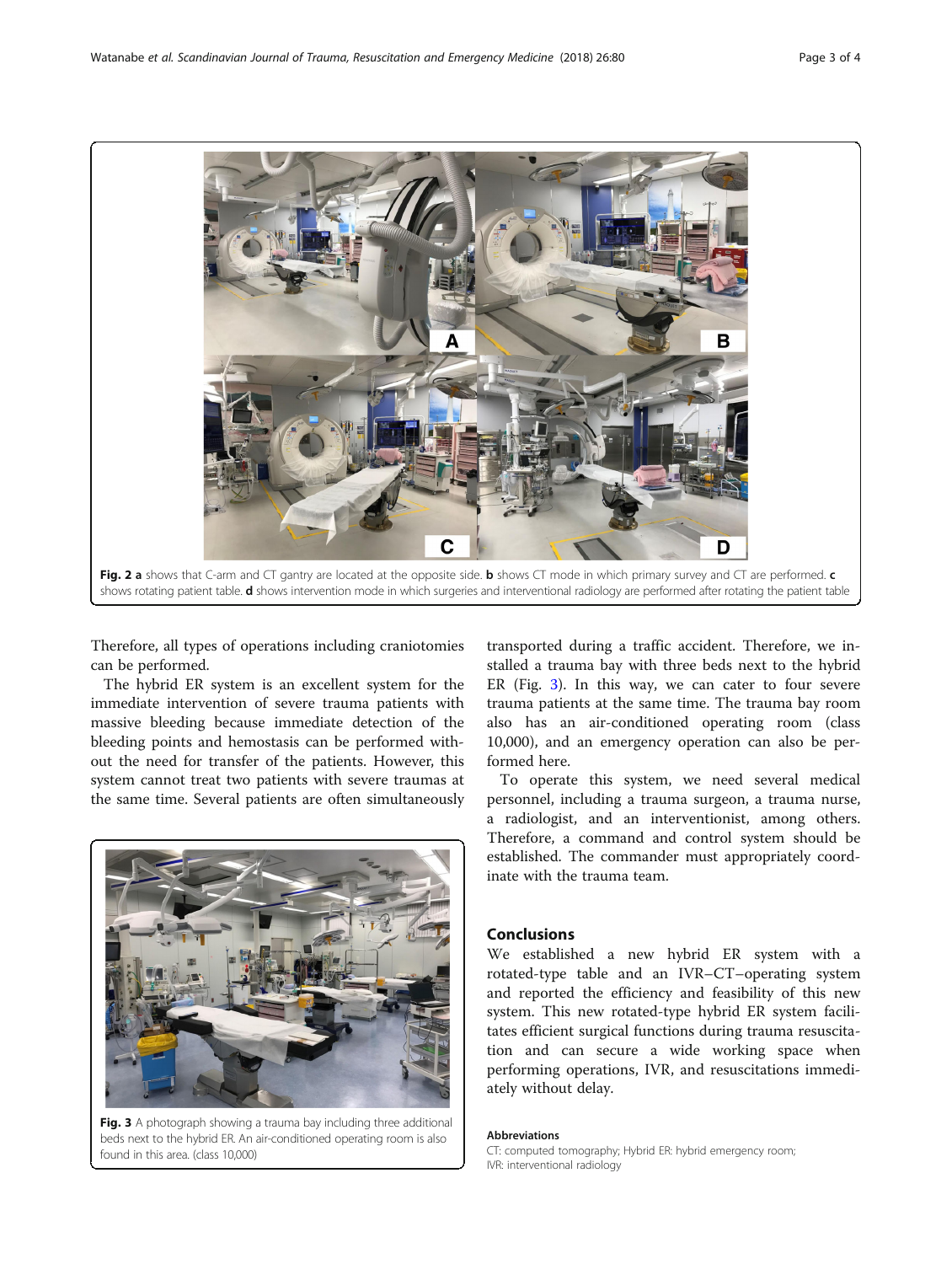Fig. 2 **a** shows that C-arm and CT gantry are located at the opposite side. **b** shows CT mode in which primary survey and CT are performed. **c** shows rotating patient table. **d** shows intervention mode in which surgeries and interventional radiology are performed after rotating the patient table

Therefore, all types of operations including craniotomies can be performed.

The hybrid ER system is an excellent system for the immediate intervention of severe trauma patients with massive bleeding because immediate detection of the bleeding points and hemostasis can be performed without the need for transfer of the patients. However, this system cannot treat two patients with severe traumas at the same time. Several patients are often simultaneously transported during a traffic accident. Therefore, we installed a trauma bay with three beds next to the hybrid ER (Fig. 3). In this way, we can cater to four severe trauma patients at the same time. The trauma bay room also has an air-conditioned operating room (class 10,000), and an emergency operation can also be performed here.

Fig. 3 A photograph showing a trauma bay including three additional beds next to the hybrid ER. An air-conditioned operating room is also found in this area. (class 10,000)

To operate this system, we need several medical personnel, including a trauma surgeon, a trauma nurse, a radiologist, and an interventionist, among others. Therefore, a command and control system should be established. The commander must appropriately coordinate with the trauma team.

## Conclusions

We established a new hybrid ER system with a rotated-type table and an IVR–CT–operating system and reported the efficiency and feasibility of this new system. This new rotated-type hybrid ER system facilitates efficient surgical functions during trauma resuscitation and can secure a wide working space when performing operations, IVR, and resuscitations immediately without delay.

### Abbreviations

CT: computed tomography; Hybrid ER: hybrid emergency room; IVR: interventional radiology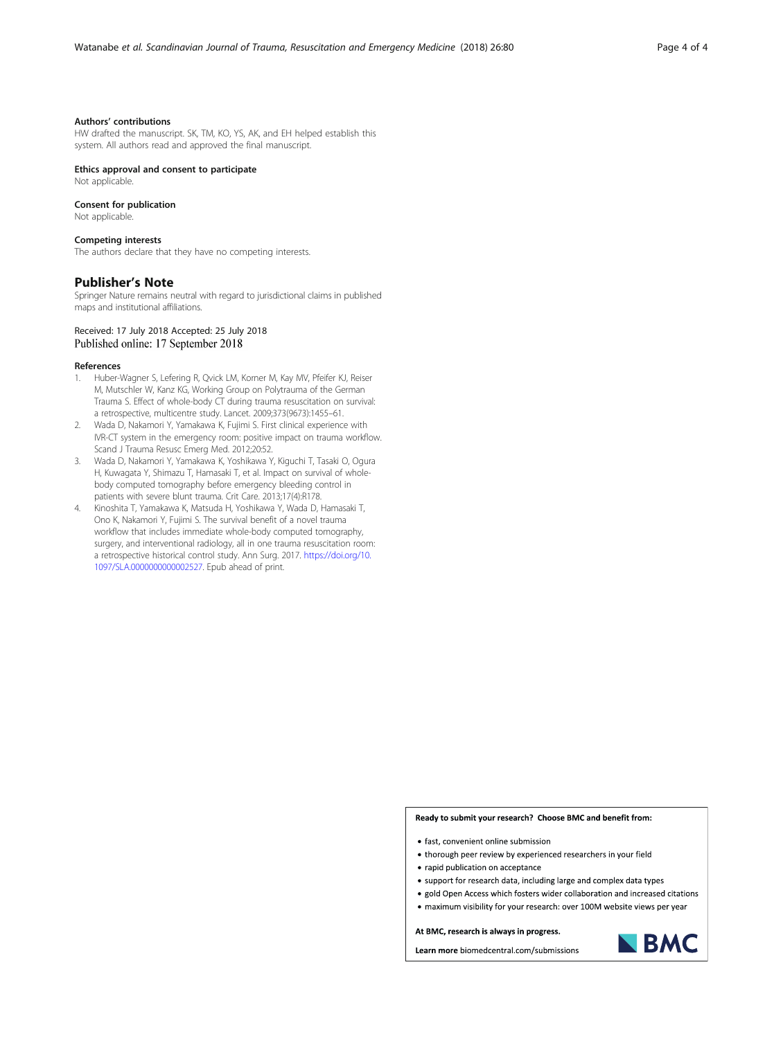### Authors' contributions

HW drafted the manuscript. SK, TM, KO, YS, AK, and EH helped establish this system. All authors read and approved the final manuscript.

### Ethics approval and consent to participate

Not applicable.

### Consent for publication

Not applicable.

### Competing interests

The authors declare that they have no competing interests.

## Publisher's Note

Springer Nature remains neutral with regard to jurisdictional claims in published maps and institutional affiliations.

Received: 17 July 2018 Accepted: 25 July 2018
Published online: 17 September 2018

### References

1. Huber-Wagner S, Lefering R, Qvick LM, Korner M, Kay MV, Pfeifer KJ, Reiser M, Mutschler W, Kanz KG, Working Group on Polytrauma of the German Trauma S. Effect of whole-body CT during trauma resuscitation on survival: a retrospective, multicentre study. Lancet. 2009;373(9673):1455–61.
2. Wada D, Nakamori Y, Yamakawa K, Fujimi S. First clinical experience with IVR-CT system in the emergency room: positive impact on trauma workflow. Scand J Trauma Resusc Emerg Med. 2012;20:52.
3. Wada D, Nakamori Y, Yamakawa K, Yoshikawa Y, Kiguchi T, Tasaki O, Ogura H, Kuwagata Y, Shimazu T, Hamasaki T, et al. Impact on survival of whole-body computed tomography before emergency bleeding control in patients with severe blunt trauma. Crit Care. 2013;17(4):R178.
4. Kinoshita T, Yamakawa K, Matsuda H, Yoshikawa Y, Wada D, Hamasaki T, Ono K, Nakamori Y, Fujimi S. The survival benefit of a novel trauma workflow that includes immediate whole-body computed tomography, surgery, and interventional radiology, all in one trauma resuscitation room: a retrospective historical control study. Ann Surg. 2017. https://doi.org/10.1097/SLA.0000000000002527. Epub ahead of print.

**Ready to submit your research? Choose BMC and benefit from:**

- fast, convenient online submission
- thorough peer review by experienced researchers in your field
- rapid publication on acceptance
- support for research data, including large and complex data types
- gold Open Access which fosters wider collaboration and increased citations
- maximum visibility for your research: over 100M website views per year

**At BMC, research is always in progress.**

**Learn more** biomedcentral.com/submissions

BMC